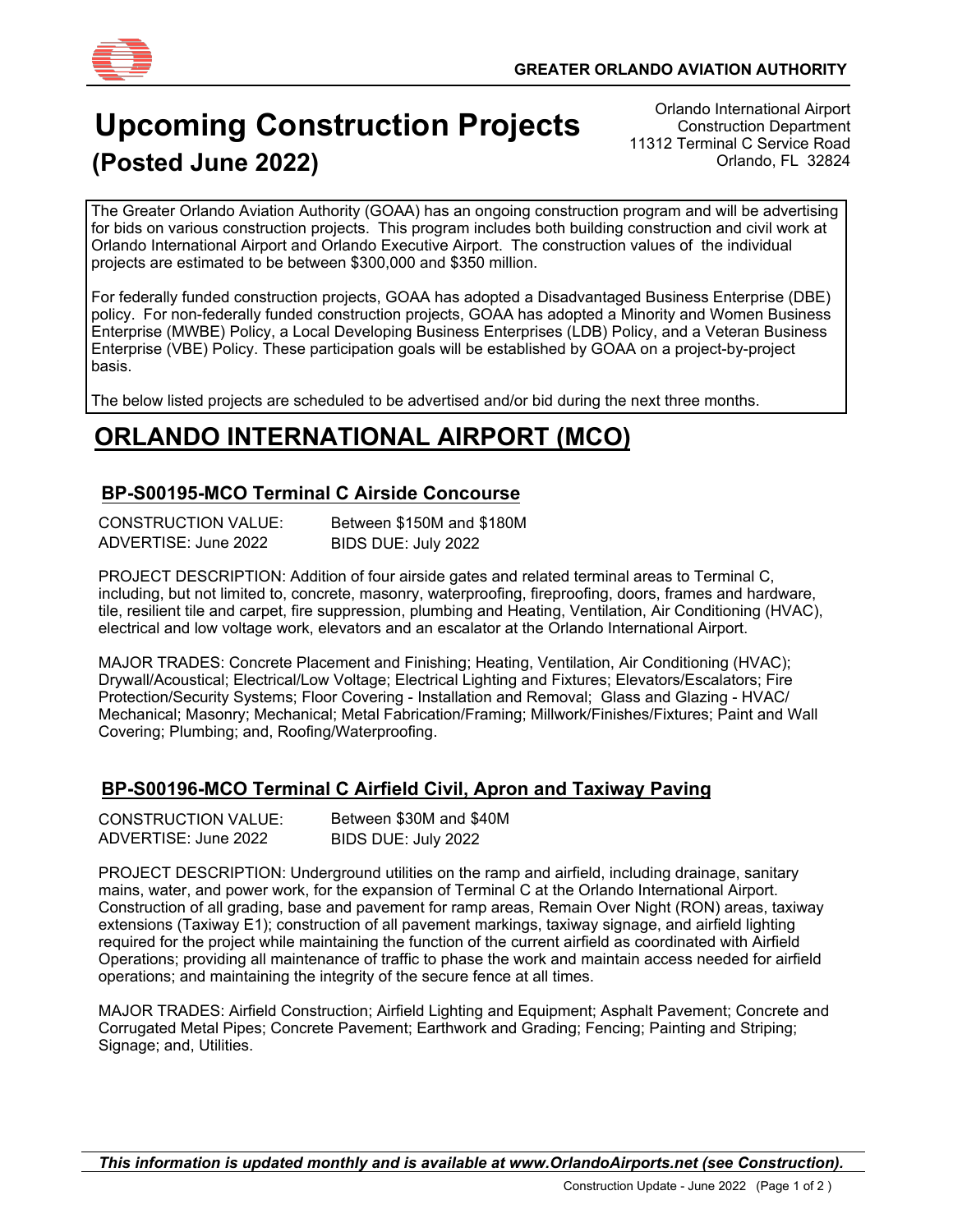GREATER ORLANDO AVIATION AUTHORITY

# Upcoming Construction Projects
## (Posted June 2022)

Orlando International Airport
Construction Department
11312 Terminal C Service Road
Orlando, FL 32824

The Greater Orlando Aviation Authority (GOAA) has an ongoing construction program and will be advertising for bids on various construction projects. This program includes both building construction and civil work at Orlando International Airport and Orlando Executive Airport. The construction values of the individual projects are estimated to be between $300,000 and $350 million.

For federally funded construction projects, GOAA has adopted a Disadvantaged Business Enterprise (DBE) policy. For non-federally funded construction projects, GOAA has adopted a Minority and Women Business Enterprise (MWBE) Policy, a Local Developing Business Enterprises (LDB) Policy, and a Veteran Business Enterprise (VBE) Policy. These participation goals will be established by GOAA on a project-by-project basis.

The below listed projects are scheduled to be advertised and/or bid during the next three months.

# ORLANDO INTERNATIONAL AIRPORT (MCO)

## BP-S00195-MCO Terminal C Airside Concourse

CONSTRUCTION VALUE: Between $150M and $180M
ADVERTISE: June 2022 BIDS DUE: July 2022

PROJECT DESCRIPTION: Addition of four airside gates and related terminal areas to Terminal C, including, but not limited to, concrete, masonry, waterproofing, fireproofing, doors, frames and hardware, tile, resilient tile and carpet, fire suppression, plumbing and Heating, Ventilation, Air Conditioning (HVAC), electrical and low voltage work, elevators and an escalator at the Orlando International Airport.

MAJOR TRADES: Concrete Placement and Finishing; Heating, Ventilation, Air Conditioning (HVAC); Drywall/Acoustical; Electrical/Low Voltage; Electrical Lighting and Fixtures; Elevators/Escalators; Fire Protection/Security Systems; Floor Covering - Installation and Removal; Glass and Glazing - HVAC/ Mechanical; Masonry; Mechanical; Metal Fabrication/Framing; Millwork/Finishes/Fixtures; Paint and Wall Covering; Plumbing; and, Roofing/Waterproofing.

## BP-S00196-MCO Terminal C Airfield Civil, Apron and Taxiway Paving

CONSTRUCTION VALUE: Between $30M and $40M
ADVERTISE: June 2022 BIDS DUE: July 2022

PROJECT DESCRIPTION: Underground utilities on the ramp and airfield, including drainage, sanitary mains, water, and power work, for the expansion of Terminal C at the Orlando International Airport. Construction of all grading, base and pavement for ramp areas, Remain Over Night (RON) areas, taxiway extensions (Taxiway E1); construction of all pavement markings, taxiway signage, and airfield lighting required for the project while maintaining the function of the current airfield as coordinated with Airfield Operations; providing all maintenance of traffic to phase the work and maintain access needed for airfield operations; and maintaining the integrity of the secure fence at all times.

MAJOR TRADES: Airfield Construction; Airfield Lighting and Equipment; Asphalt Pavement; Concrete and Corrugated Metal Pipes; Concrete Pavement; Earthwork and Grading; Fencing; Painting and Striping; Signage; and, Utilities.

***This information is updated monthly and is available at www.OrlandoAirports.net (see Construction).***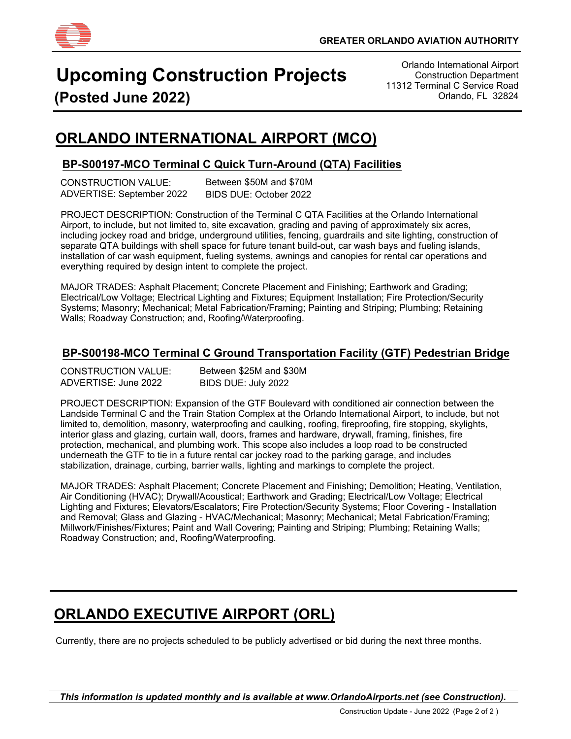# Upcoming Construction Projects

**(Posted June 2022)**

Orlando International Airport
Construction Department
11312 Terminal C Service Road
Orlando, FL 32824

## ORLANDO INTERNATIONAL AIRPORT (MCO)

### BP-S00197-MCO Terminal C Quick Turn-Around (QTA) Facilities

CONSTRUCTION VALUE: Between $50M and $70M
ADVERTISE: September 2022 BIDS DUE: October 2022

PROJECT DESCRIPTION: Construction of the Terminal C QTA Facilities at the Orlando International Airport, to include, but not limited to, site excavation, grading and paving of approximately six acres, including jockey road and bridge, underground utilities, fencing, guardrails and site lighting, construction of separate QTA buildings with shell space for future tenant build-out, car wash bays and fueling islands, installation of car wash equipment, fueling systems, awnings and canopies for rental car operations and everything required by design intent to complete the project.

MAJOR TRADES: Asphalt Placement; Concrete Placement and Finishing; Earthwork and Grading; Electrical/Low Voltage; Electrical Lighting and Fixtures; Equipment Installation; Fire Protection/Security Systems; Masonry; Mechanical; Metal Fabrication/Framing; Painting and Striping; Plumbing; Retaining Walls; Roadway Construction; and, Roofing/Waterproofing.

### BP-S00198-MCO Terminal C Ground Transportation Facility (GTF) Pedestrian Bridge

CONSTRUCTION VALUE: Between $25M and $30M
ADVERTISE: June 2022 BIDS DUE: July 2022

PROJECT DESCRIPTION: Expansion of the GTF Boulevard with conditioned air connection between the Landside Terminal C and the Train Station Complex at the Orlando International Airport, to include, but not limited to, demolition, masonry, waterproofing and caulking, roofing, fireproofing, fire stopping, skylights, interior glass and glazing, curtain wall, doors, frames and hardware, drywall, framing, finishes, fire protection, mechanical, and plumbing work. This scope also includes a loop road to be constructed underneath the GTF to tie in a future rental car jockey road to the parking garage, and includes stabilization, drainage, curbing, barrier walls, lighting and markings to complete the project.

MAJOR TRADES: Asphalt Placement; Concrete Placement and Finishing; Demolition; Heating, Ventilation, Air Conditioning (HVAC); Drywall/Acoustical; Earthwork and Grading; Electrical/Low Voltage; Electrical Lighting and Fixtures; Elevators/Escalators; Fire Protection/Security Systems; Floor Covering - Installation and Removal; Glass and Glazing - HVAC/Mechanical; Masonry; Mechanical; Metal Fabrication/Framing; Millwork/Finishes/Fixtures; Paint and Wall Covering; Painting and Striping; Plumbing; Retaining Walls; Roadway Construction; and, Roofing/Waterproofing.

## ORLANDO EXECUTIVE AIRPORT (ORL)

Currently, there are no projects scheduled to be publicly advertised or bid during the next three months.

***This information is updated monthly and is available at www.OrlandoAirports.net (see Construction).***